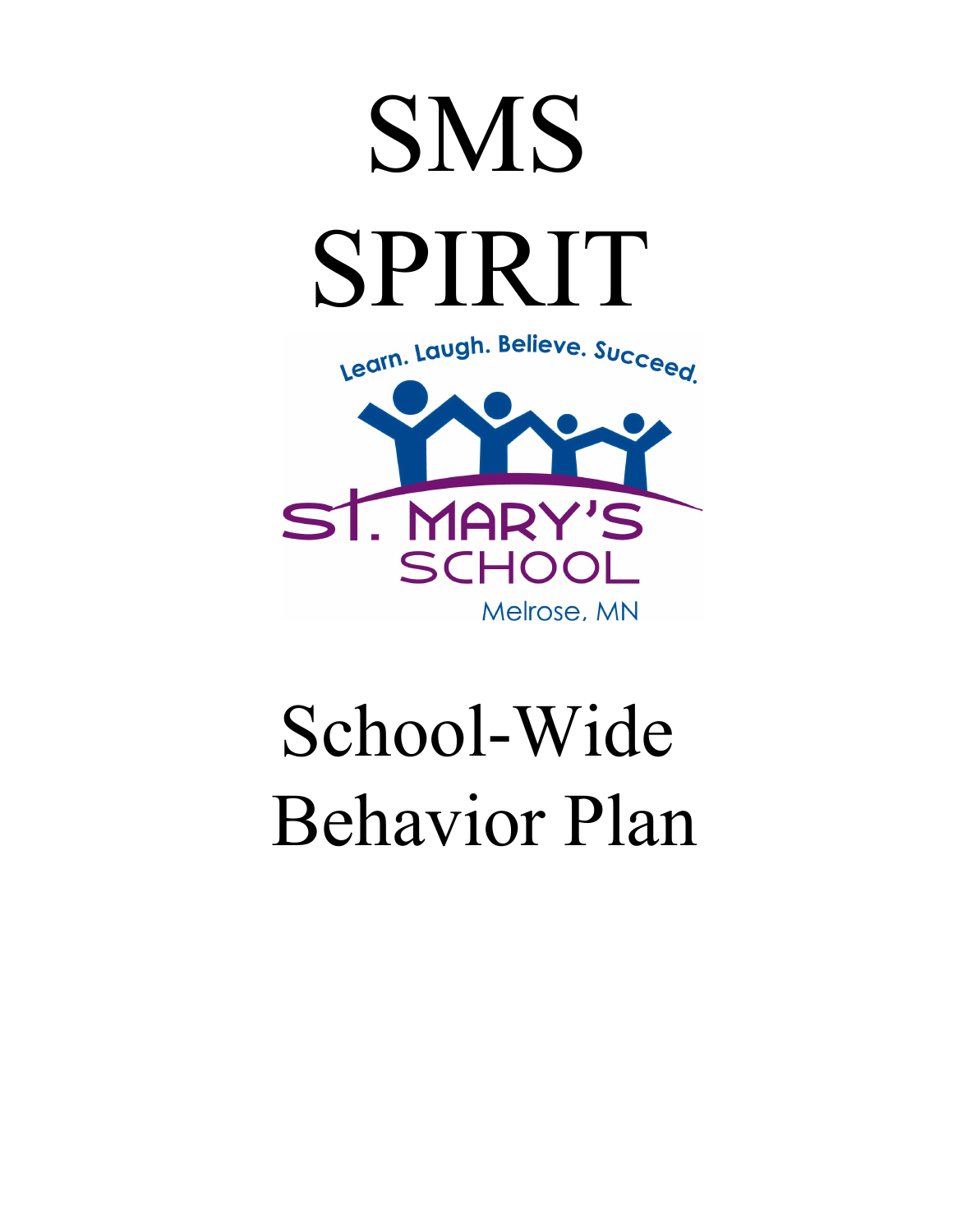# SMS SPIRIT

Learn. Laugh. Believe. Succeed.

St. MARY'S SCHOOL

Melrose, MN

# School-Wide Behavior Plan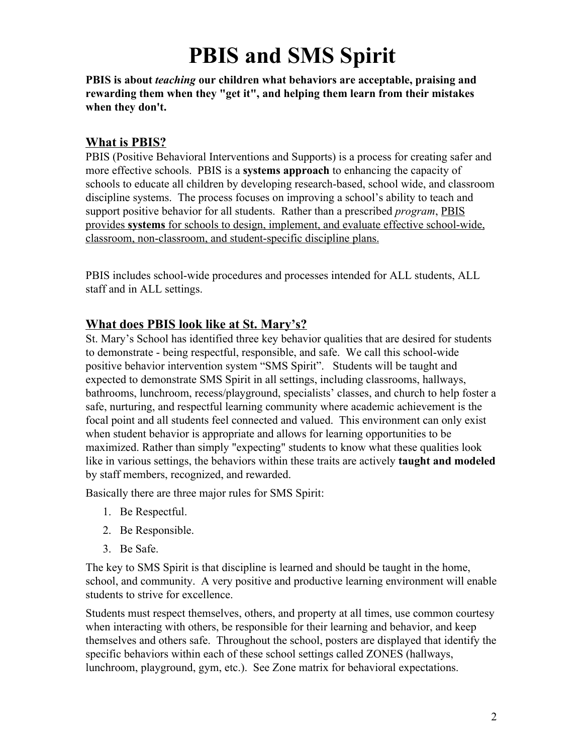# PBIS and SMS Spirit

**PBIS is about *teaching* our children what behaviors are acceptable, praising and rewarding them when they "get it", and helping them learn from their mistakes when they don't.**

## What is PBIS?

PBIS (Positive Behavioral Interventions and Supports) is a process for creating safer and more effective schools. PBIS is a **systems approach** to enhancing the capacity of schools to educate all children by developing research-based, school wide, and classroom discipline systems. The process focuses on improving a school's ability to teach and support positive behavior for all students. Rather than a prescribed *program*, PBIS provides **systems** for schools to design, implement, and evaluate effective school-wide, classroom, non-classroom, and student-specific discipline plans.

PBIS includes school-wide procedures and processes intended for ALL students, ALL staff and in ALL settings.

## What does PBIS look like at St. Mary's?

St. Mary's School has identified three key behavior qualities that are desired for students to demonstrate - being respectful, responsible, and safe. We call this school-wide positive behavior intervention system "SMS Spirit". Students will be taught and expected to demonstrate SMS Spirit in all settings, including classrooms, hallways, bathrooms, lunchroom, recess/playground, specialists' classes, and church to help foster a safe, nurturing, and respectful learning community where academic achievement is the focal point and all students feel connected and valued. This environment can only exist when student behavior is appropriate and allows for learning opportunities to be maximized. Rather than simply "expecting" students to know what these qualities look like in various settings, the behaviors within these traits are actively **taught and modeled** by staff members, recognized, and rewarded.

Basically there are three major rules for SMS Spirit:

1. Be Respectful.
2. Be Responsible.
3. Be Safe.

The key to SMS Spirit is that discipline is learned and should be taught in the home, school, and community. A very positive and productive learning environment will enable students to strive for excellence.

Students must respect themselves, others, and property at all times, use common courtesy when interacting with others, be responsible for their learning and behavior, and keep themselves and others safe. Throughout the school, posters are displayed that identify the specific behaviors within each of these school settings called ZONES (hallways, lunchroom, playground, gym, etc.). See Zone matrix for behavioral expectations.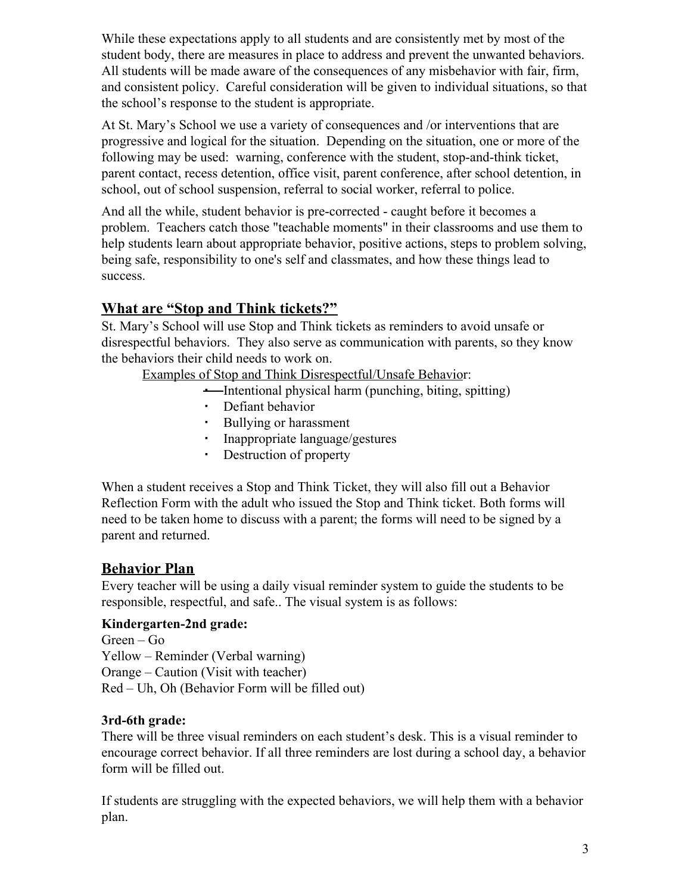While these expectations apply to all students and are consistently met by most of the student body, there are measures in place to address and prevent the unwanted behaviors. All students will be made aware of the consequences of any misbehavior with fair, firm, and consistent policy. Careful consideration will be given to individual situations, so that the school's response to the student is appropriate.

At St. Mary's School we use a variety of consequences and /or interventions that are progressive and logical for the situation. Depending on the situation, one or more of the following may be used: warning, conference with the student, stop-and-think ticket, parent contact, recess detention, office visit, parent conference, after school detention, in school, out of school suspension, referral to social worker, referral to police.

And all the while, student behavior is pre-corrected - caught before it becomes a problem. Teachers catch those "teachable moments" in their classrooms and use them to help students learn about appropriate behavior, positive actions, steps to problem solving, being safe, responsibility to one's self and classmates, and how these things lead to success.

## What are "Stop and Think tickets?"

St. Mary's School will use Stop and Think tickets as reminders to avoid unsafe or disrespectful behaviors. They also serve as communication with parents, so they know the behaviors their child needs to work on.

Examples of Stop and Think Disrespectful/Unsafe Behavior:

- Intentional physical harm (punching, biting, spitting)
- Defiant behavior
- Bullying or harassment
- Inappropriate language/gestures
- Destruction of property

When a student receives a Stop and Think Ticket, they will also fill out a Behavior Reflection Form with the adult who issued the Stop and Think ticket. Both forms will need to be taken home to discuss with a parent; the forms will need to be signed by a parent and returned.

## Behavior Plan

Every teacher will be using a daily visual reminder system to guide the students to be responsible, respectful, and safe.. The visual system is as follows:

**Kindergarten-2nd grade:**

Green – Go
Yellow – Reminder (Verbal warning)
Orange – Caution (Visit with teacher)
Red – Uh, Oh (Behavior Form will be filled out)

**3rd-6th grade:**

There will be three visual reminders on each student's desk. This is a visual reminder to encourage correct behavior. If all three reminders are lost during a school day, a behavior form will be filled out.

If students are struggling with the expected behaviors, we will help them with a behavior plan.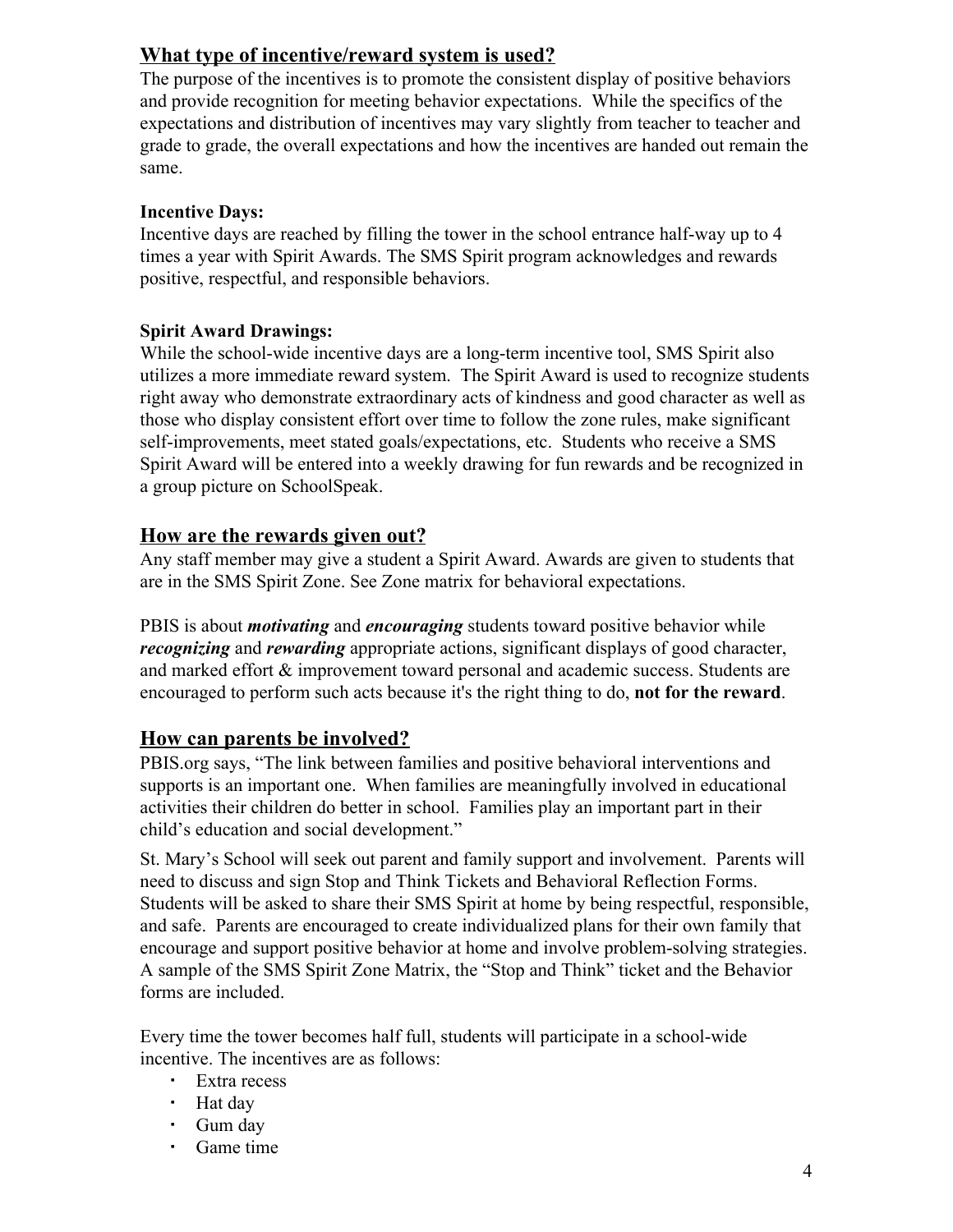## What type of incentive/reward system is used?

The purpose of the incentives is to promote the consistent display of positive behaviors and provide recognition for meeting behavior expectations. While the specifics of the expectations and distribution of incentives may vary slightly from teacher to teacher and grade to grade, the overall expectations and how the incentives are handed out remain the same.

### Incentive Days:

Incentive days are reached by filling the tower in the school entrance half-way up to 4 times a year with Spirit Awards. The SMS Spirit program acknowledges and rewards positive, respectful, and responsible behaviors.

### Spirit Award Drawings:

While the school-wide incentive days are a long-term incentive tool, SMS Spirit also utilizes a more immediate reward system. The Spirit Award is used to recognize students right away who demonstrate extraordinary acts of kindness and good character as well as those who display consistent effort over time to follow the zone rules, make significant self-improvements, meet stated goals/expectations, etc. Students who receive a SMS Spirit Award will be entered into a weekly drawing for fun rewards and be recognized in a group picture on SchoolSpeak.

## How are the rewards given out?

Any staff member may give a student a Spirit Award. Awards are given to students that are in the SMS Spirit Zone. See Zone matrix for behavioral expectations.

PBIS is about ***motivating*** and ***encouraging*** students toward positive behavior while ***recognizing*** and ***rewarding*** appropriate actions, significant displays of good character, and marked effort & improvement toward personal and academic success. Students are encouraged to perform such acts because it's the right thing to do, **not for the reward**.

## How can parents be involved?

PBIS.org says, "The link between families and positive behavioral interventions and supports is an important one. When families are meaningfully involved in educational activities their children do better in school. Families play an important part in their child's education and social development."

St. Mary's School will seek out parent and family support and involvement. Parents will need to discuss and sign Stop and Think Tickets and Behavioral Reflection Forms. Students will be asked to share their SMS Spirit at home by being respectful, responsible, and safe. Parents are encouraged to create individualized plans for their own family that encourage and support positive behavior at home and involve problem-solving strategies. A sample of the SMS Spirit Zone Matrix, the "Stop and Think" ticket and the Behavior forms are included.

Every time the tower becomes half full, students will participate in a school-wide incentive. The incentives are as follows:

- Extra recess
- Hat day
- Gum day
- Game time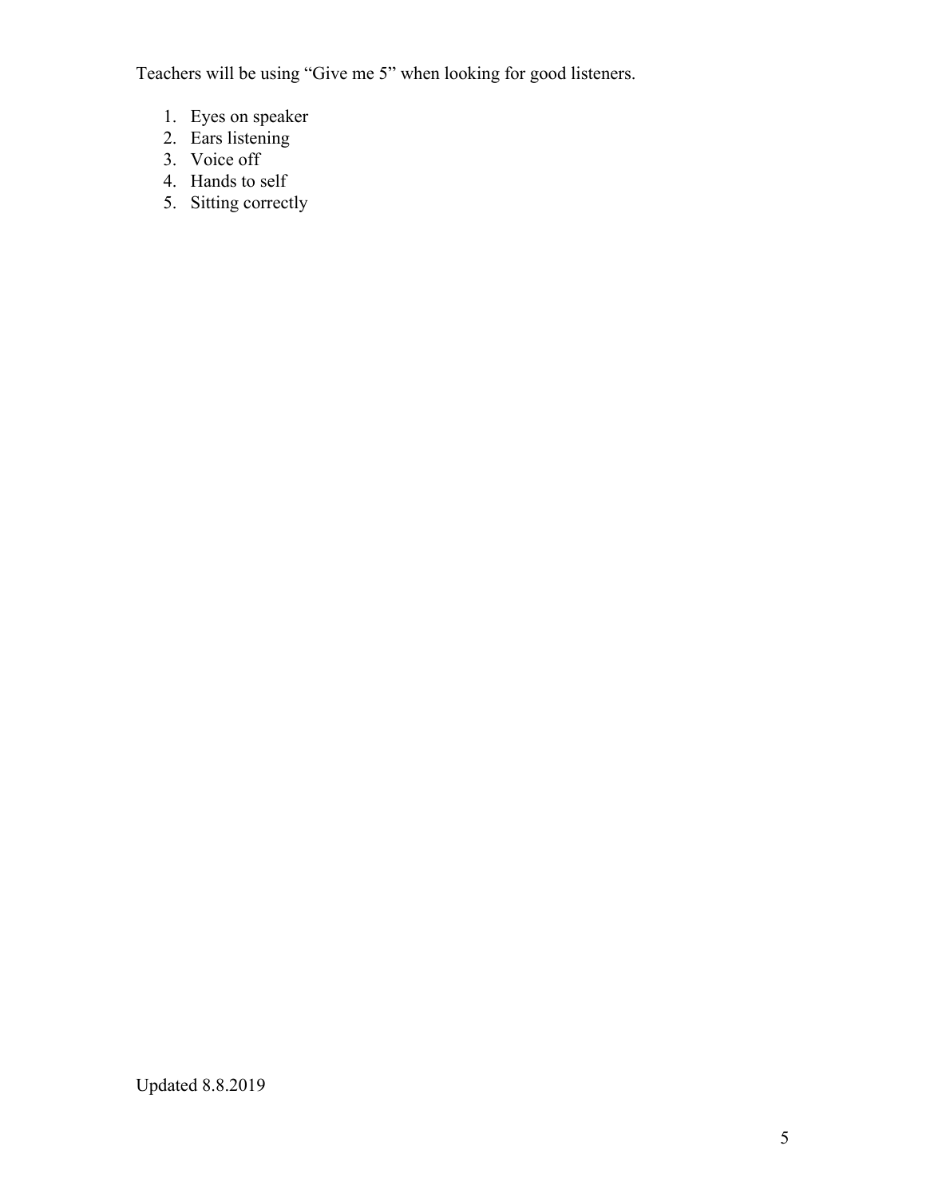Teachers will be using "Give me 5" when looking for good listeners.

1. Eyes on speaker
2. Ears listening
3. Voice off
4. Hands to self
5. Sitting correctly

Updated 8.8.2019